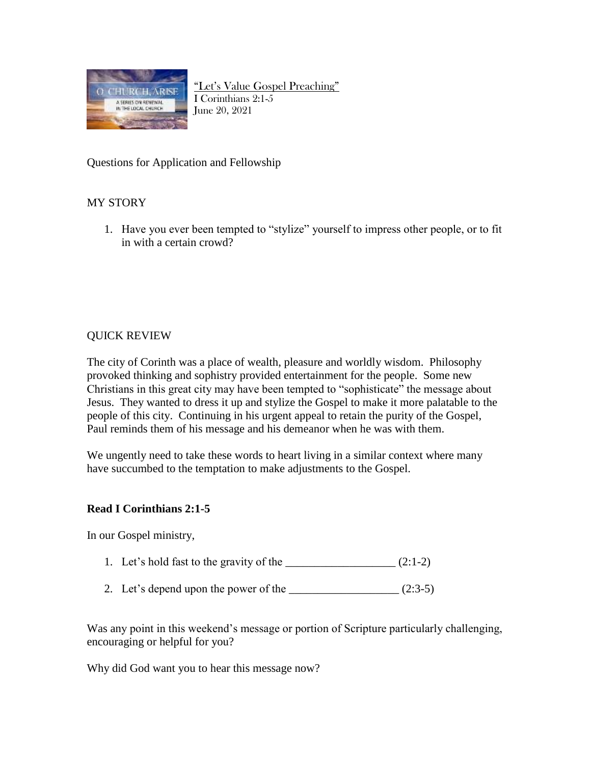"Let's Value Gospel Preaching"
I Corinthians 2:1-5
June 20, 2021

Questions for Application and Fellowship

## MY STORY

1. Have you ever been tempted to "stylize" yourself to impress other people, or to fit in with a certain crowd?

## QUICK REVIEW

The city of Corinth was a place of wealth, pleasure and worldly wisdom. Philosophy provoked thinking and sophistry provided entertainment for the people. Some new Christians in this great city may have been tempted to "sophisticate" the message about Jesus. They wanted to dress it up and stylize the Gospel to make it more palatable to the people of this city. Continuing in his urgent appeal to retain the purity of the Gospel, Paul reminds them of his message and his demeanor when he was with them.

We ungently need to take these words to heart living in a similar context where many have succumbed to the temptation to make adjustments to the Gospel.

**Read I Corinthians 2:1-5**

In our Gospel ministry,

1. Let's hold fast to the gravity of the ___________________ (2:1-2)
2. Let's depend upon the power of the ___________________ (2:3-5)

Was any point in this weekend's message or portion of Scripture particularly challenging, encouraging or helpful for you?

Why did God want you to hear this message now?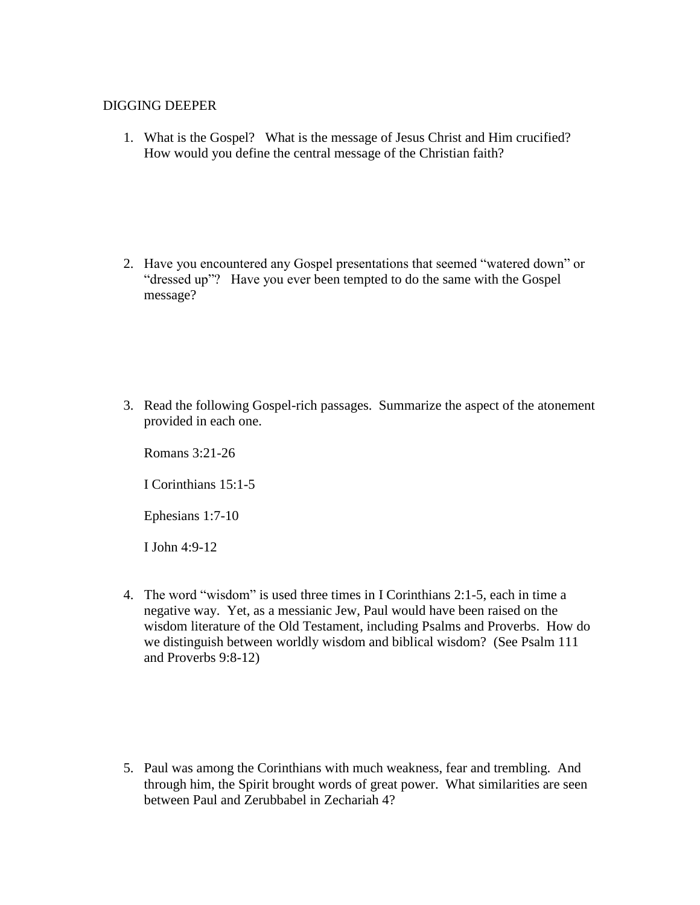DIGGING DEEPER

1. What is the Gospel? What is the message of Jesus Christ and Him crucified? How would you define the central message of the Christian faith?

2. Have you encountered any Gospel presentations that seemed "watered down" or "dressed up"? Have you ever been tempted to do the same with the Gospel message?

3. Read the following Gospel-rich passages. Summarize the aspect of the atonement provided in each one.

   Romans 3:21-26

   I Corinthians 15:1-5

   Ephesians 1:7-10

   I John 4:9-12

4. The word "wisdom" is used three times in I Corinthians 2:1-5, each in time a negative way. Yet, as a messianic Jew, Paul would have been raised on the wisdom literature of the Old Testament, including Psalms and Proverbs. How do we distinguish between worldly wisdom and biblical wisdom? (See Psalm 111 and Proverbs 9:8-12)

5. Paul was among the Corinthians with much weakness, fear and trembling. And through him, the Spirit brought words of great power. What similarities are seen between Paul and Zerubbabel in Zechariah 4?